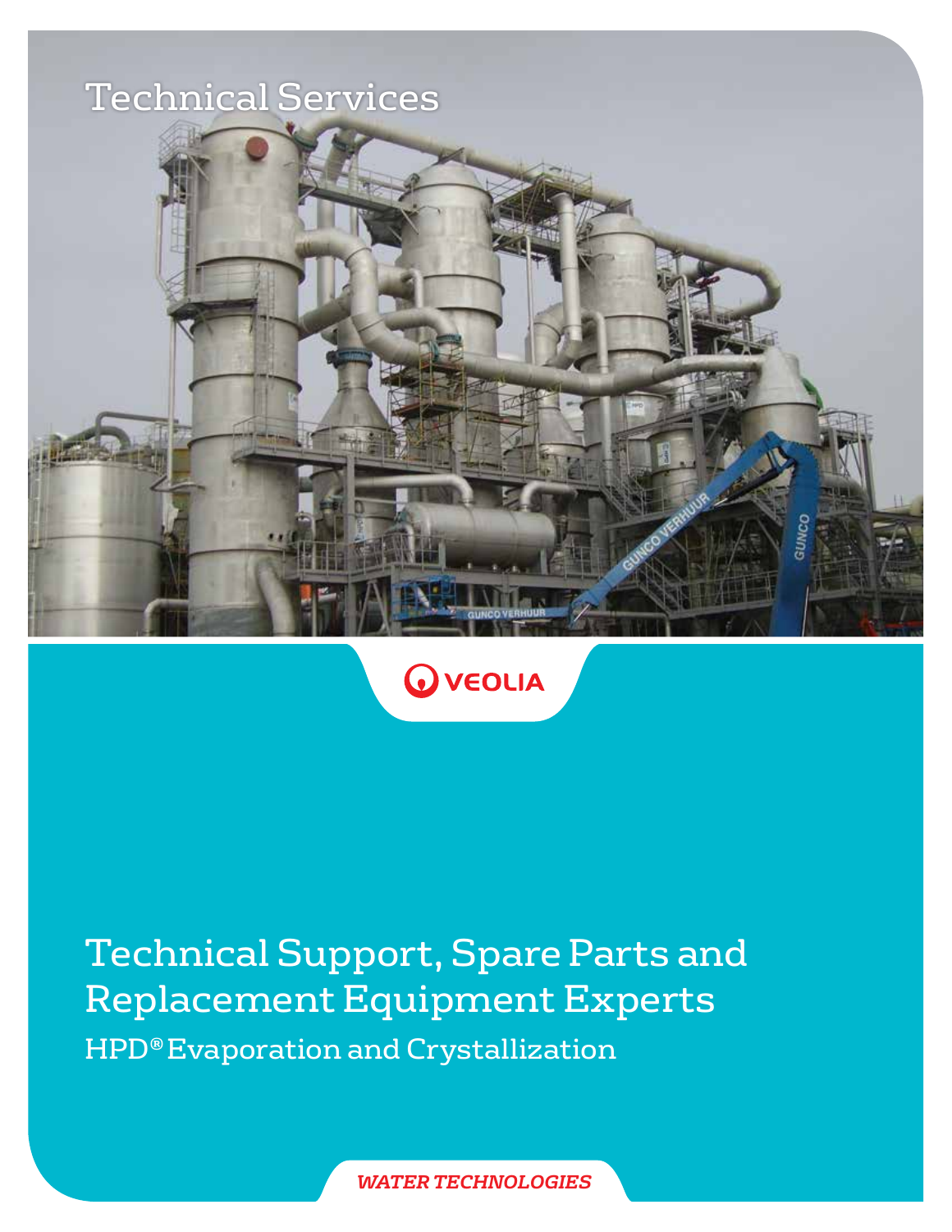Technical Services

VEOLIA

# Technical Support, Spare Parts and Replacement Equipment Experts

## HPD® Evaporation and Crystallization

*WATER TECHNOLOGIES*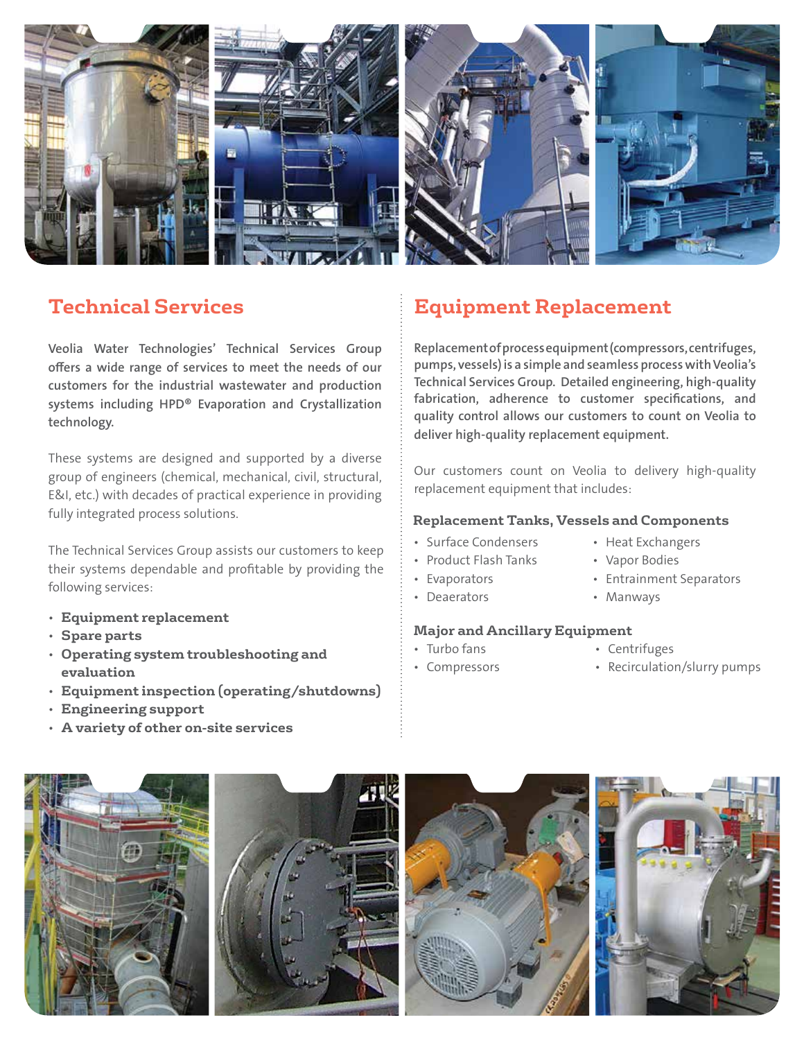## Technical Services

**Veolia Water Technologies' Technical Services Group offers a wide range of services to meet the needs of our customers for the industrial wastewater and production systems including HPD® Evaporation and Crystallization technology.**

These systems are designed and supported by a diverse group of engineers (chemical, mechanical, civil, structural, E&I, etc.) with decades of practical experience in providing fully integrated process solutions.

The Technical Services Group assists our customers to keep their systems dependable and profitable by providing the following services:

- **Equipment replacement**
- **Spare parts**
- **Operating system troubleshooting and evaluation**
- **Equipment inspection (operating/shutdowns)**
- **Engineering support**
- **A variety of other on-site services**

## Equipment Replacement

**Replacement of process equipment (compressors, centrifuges, pumps, vessels) is a simple and seamless process with Veolia's Technical Services Group. Detailed engineering, high-quality fabrication, adherence to customer specifications, and quality control allows our customers to count on Veolia to deliver high-quality replacement equipment.**

Our customers count on Veolia to delivery high-quality replacement equipment that includes:

### Replacement Tanks, Vessels and Components

- Surface Condensers
- Product Flash Tanks
- Evaporators
- Deaerators
- Heat Exchangers
- Vapor Bodies
- Entrainment Separators
- Manways

### Major and Ancillary Equipment

- Turbo fans
- Compressors
- Centrifuges
- Recirculation/slurry pumps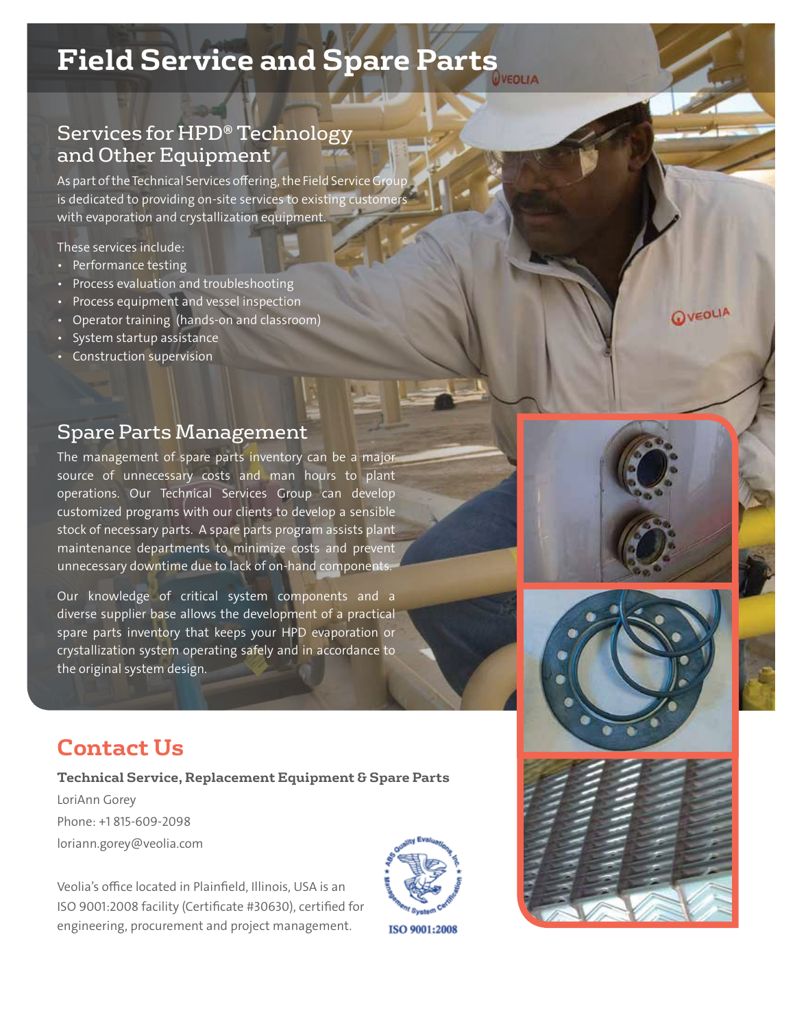# Field Service and Spare Parts

## Services for HPD® Technology and Other Equipment

As part of the Technical Services offering, the Field Service Group is dedicated to providing on-site services to existing customers with evaporation and crystallization equipment.

These services include:

- Performance testing
- Process evaluation and troubleshooting
- Process equipment and vessel inspection
- Operator training (hands-on and classroom)
- System startup assistance
- Construction supervision

## Spare Parts Management

The management of spare parts inventory can be a major source of unnecessary costs and man hours to plant operations. Our Technical Services Group can develop customized programs with our clients to develop a sensible stock of necessary parts. A spare parts program assists plant maintenance departments to minimize costs and prevent unnecessary downtime due to lack of on-hand components.

Our knowledge of critical system components and a diverse supplier base allows the development of a practical spare parts inventory that keeps your HPD evaporation or crystallization system operating safely and in accordance to the original system design.

# Contact Us

**Technical Service, Replacement Equipment & Spare Parts**

LoriAnn Gorey

Phone: +1 815-609-2098

loriann.gorey@veolia.com

Veolia's office located in Plainfield, Illinois, USA is an ISO 9001:2008 facility (Certificate #30630), certified for engineering, procurement and project management.

ISO 9001:2008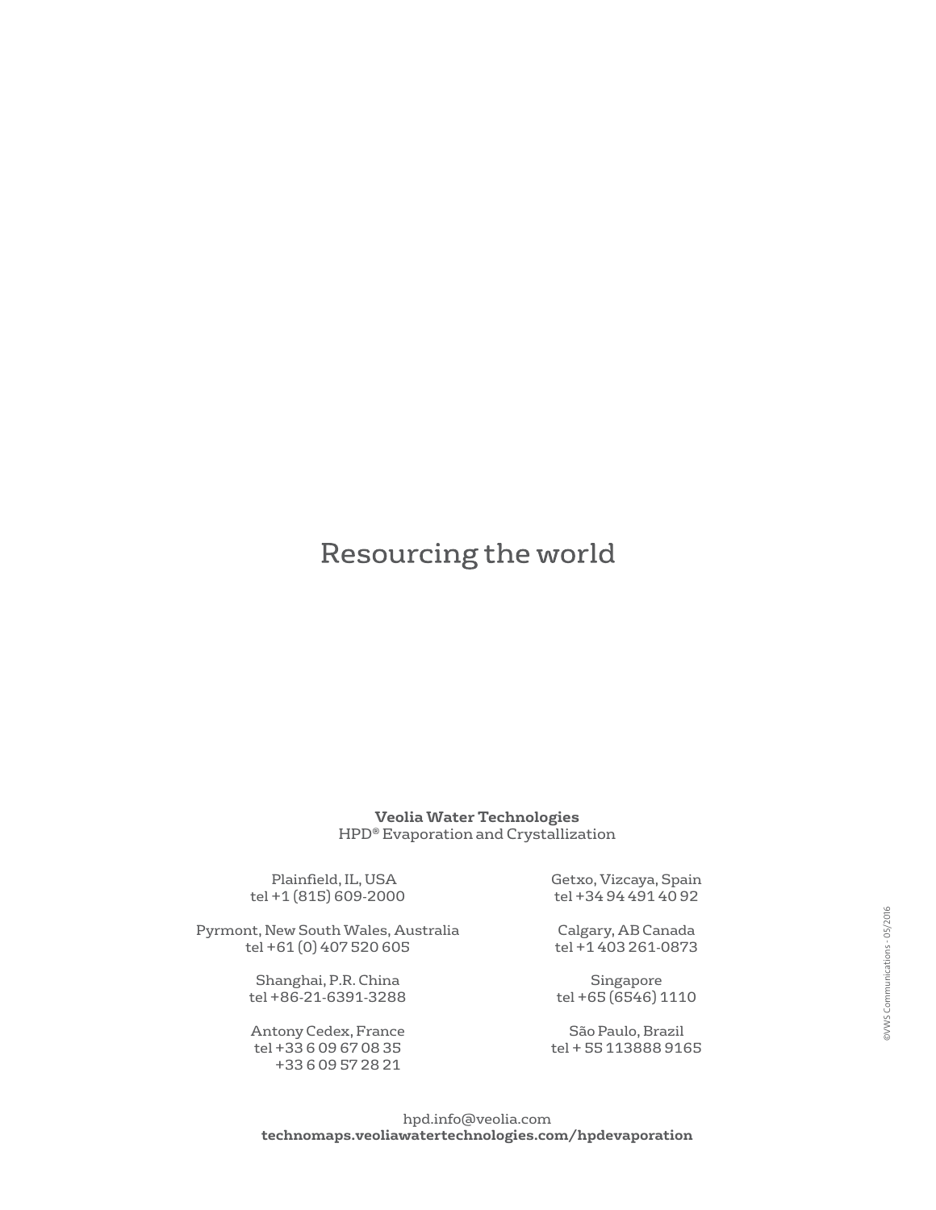Resourcing the world

**Veolia Water Technologies**
HPD® Evaporation and Crystallization

Plainfield, IL, USA
tel +1 (815) 609-2000

Pyrmont, New South Wales, Australia
tel +61 (0) 407 520 605

Shanghai, P.R. China
tel +86-21-6391-3288

Antony Cedex, France
tel +33 6 09 67 08 35
+33 6 09 57 28 21

Getxo, Vizcaya, Spain
tel +34 94 491 40 92

Calgary, AB Canada
tel +1 403 261-0873

Singapore
tel +65 (6546) 1110

São Paulo, Brazil
tel + 55 113888 9165

hpd.info@veolia.com
**technomaps.veoliawatertechnologies.com/hpdevaporation**

©VWS Communications - 05/2016